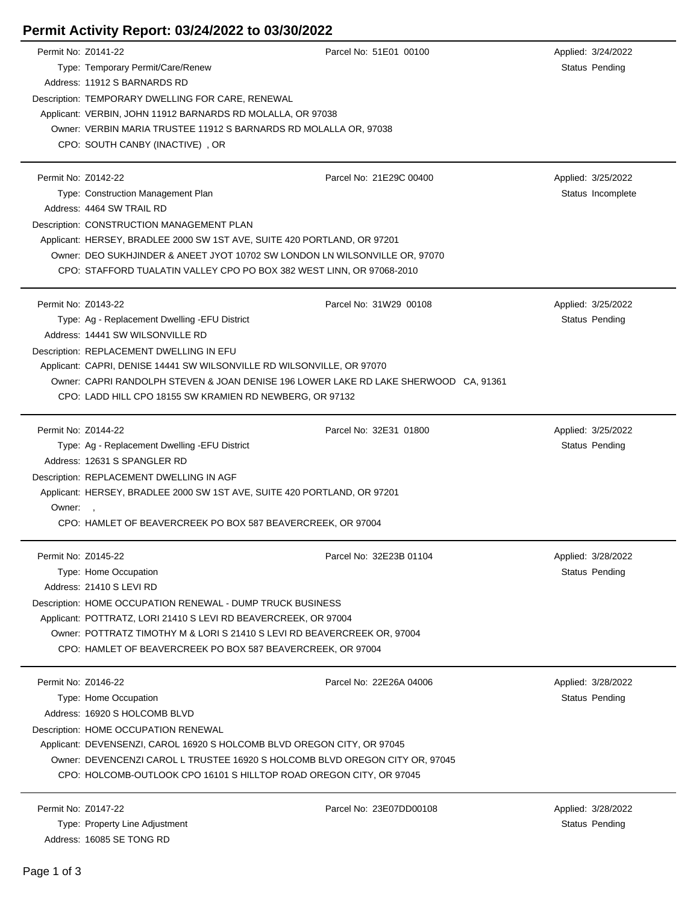# Permit Activity Report: 03/24/2022 to 03/30/2022

Permit No: Z0141-22 | Parcel No: 51E01 00100 | Applied: 3/24/2022
Type: Temporary Permit/Care/Renew | Status Pending
Address: 11912 S BARNARDS RD
Description: TEMPORARY DWELLING FOR CARE, RENEWAL
Applicant: VERBIN, JOHN 11912 BARNARDS RD MOLALLA, OR 97038
Owner: VERBIN MARIA TRUSTEE 11912 S BARNARDS RD MOLALLA OR, 97038
CPO: SOUTH CANBY (INACTIVE) , OR

---

Permit No: Z0142-22 | Parcel No: 21E29C 00400 | Applied: 3/25/2022
Type: Construction Management Plan | Status Incomplete
Address: 4464 SW TRAIL RD
Description: CONSTRUCTION MANAGEMENT PLAN
Applicant: HERSEY, BRADLEE 2000 SW 1ST AVE, SUITE 420 PORTLAND, OR 97201
Owner: DEO SUKHJINDER & ANEET JYOT 10702 SW LONDON LN WILSONVILLE OR, 97070
CPO: STAFFORD TUALATIN VALLEY CPO PO BOX 382 WEST LINN, OR 97068-2010

---

Permit No: Z0143-22 | Parcel No: 31W29 00108 | Applied: 3/25/2022
Type: Ag - Replacement Dwelling -EFU District | Status Pending
Address: 14441 SW WILSONVILLE RD
Description: REPLACEMENT DWELLING IN EFU
Applicant: CAPRI, DENISE 14441 SW WILSONVILLE RD WILSONVILLE, OR 97070
Owner: CAPRI RANDOLPH STEVEN & JOAN DENISE 196 LOWER LAKE RD LAKE SHERWOOD CA, 91361
CPO: LADD HILL CPO 18155 SW KRAMIEN RD NEWBERG, OR 97132

---

Permit No: Z0144-22 | Parcel No: 32E31 01800 | Applied: 3/25/2022
Type: Ag - Replacement Dwelling -EFU District | Status Pending
Address: 12631 S SPANGLER RD
Description: REPLACEMENT DWELLING IN AGF
Applicant: HERSEY, BRADLEE 2000 SW 1ST AVE, SUITE 420 PORTLAND, OR 97201
Owner: ,
CPO: HAMLET OF BEAVERCREEK PO BOX 587 BEAVERCREEK, OR 97004

---

Permit No: Z0145-22 | Parcel No: 32E23B 01104 | Applied: 3/28/2022
Type: Home Occupation | Status Pending
Address: 21410 S LEVI RD
Description: HOME OCCUPATION RENEWAL - DUMP TRUCK BUSINESS
Applicant: POTTRATZ, LORI 21410 S LEVI RD BEAVERCREEK, OR 97004
Owner: POTTRATZ TIMOTHY M & LORI S 21410 S LEVI RD BEAVERCREEK OR, 97004
CPO: HAMLET OF BEAVERCREEK PO BOX 587 BEAVERCREEK, OR 97004

---

Permit No: Z0146-22 | Parcel No: 22E26A 04006 | Applied: 3/28/2022
Type: Home Occupation | Status Pending
Address: 16920 S HOLCOMB BLVD
Description: HOME OCCUPATION RENEWAL
Applicant: DEVENSENZI, CAROL 16920 S HOLCOMB BLVD OREGON CITY, OR 97045
Owner: DEVENCENZI CAROL L TRUSTEE 16920 S HOLCOMB BLVD OREGON CITY OR, 97045
CPO: HOLCOMB-OUTLOOK CPO 16101 S HILLTOP ROAD OREGON CITY, OR 97045

---

Permit No: Z0147-22 | Parcel No: 23E07DD00108 | Applied: 3/28/2022
Type: Property Line Adjustment | Status Pending
Address: 16085 SE TONG RD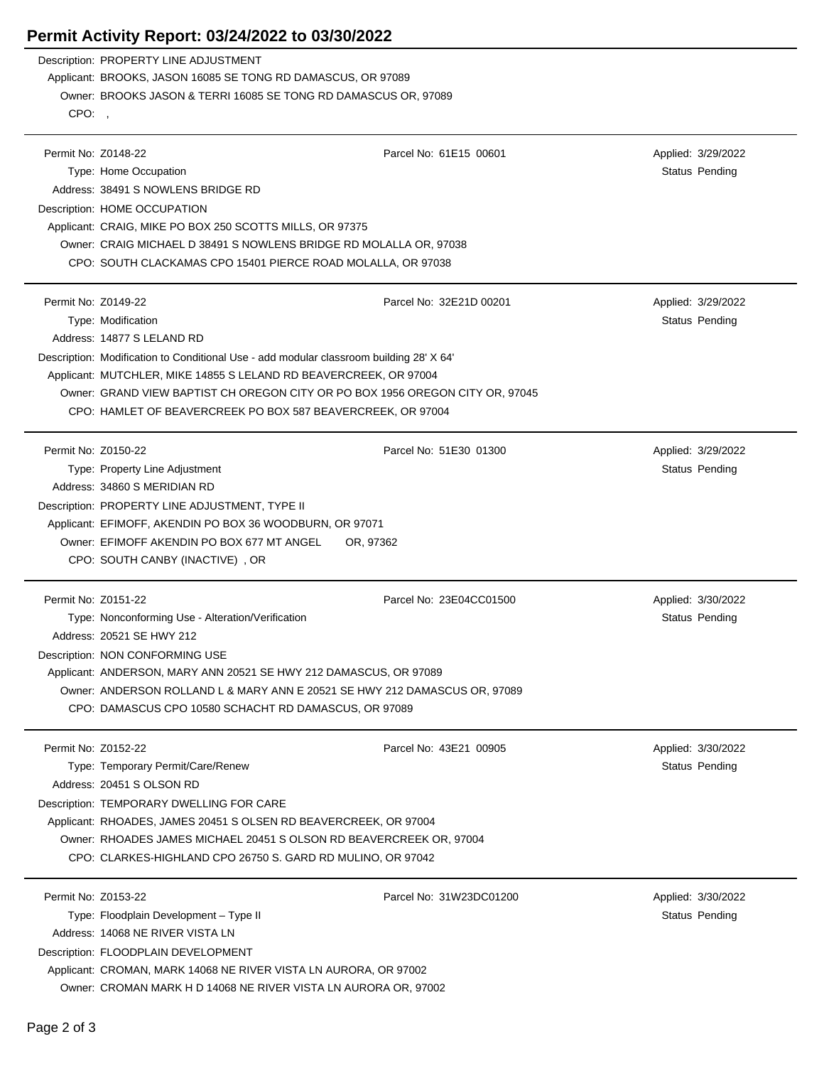# Permit Activity Report: 03/24/2022 to 03/30/2022

Description: PROPERTY LINE ADJUSTMENT
Applicant: BROOKS, JASON 16085 SE TONG RD DAMASCUS, OR 97089
Owner: BROOKS JASON & TERRI 16085 SE TONG RD DAMASCUS OR, 97089
CPO: ,

---

Permit No: Z0148-22 | Parcel No: 61E15 00601 | Applied: 3/29/2022
Type: Home Occupation | Status Pending
Address: 38491 S NOWLENS BRIDGE RD
Description: HOME OCCUPATION
Applicant: CRAIG, MIKE PO BOX 250 SCOTTS MILLS, OR 97375
Owner: CRAIG MICHAEL D 38491 S NOWLENS BRIDGE RD MOLALLA OR, 97038
CPO: SOUTH CLACKAMAS CPO 15401 PIERCE ROAD MOLALLA, OR 97038

---

Permit No: Z0149-22 | Parcel No: 32E21D 00201 | Applied: 3/29/2022
Type: Modification | Status Pending
Address: 14877 S LELAND RD
Description: Modification to Conditional Use - add modular classroom building 28' X 64'
Applicant: MUTCHLER, MIKE 14855 S LELAND RD BEAVERCREEK, OR 97004
Owner: GRAND VIEW BAPTIST CH OREGON CITY OR PO BOX 1956 OREGON CITY OR, 97045
CPO: HAMLET OF BEAVERCREEK PO BOX 587 BEAVERCREEK, OR 97004

---

Permit No: Z0150-22 | Parcel No: 51E30 01300 | Applied: 3/29/2022
Type: Property Line Adjustment | Status Pending
Address: 34860 S MERIDIAN RD
Description: PROPERTY LINE ADJUSTMENT, TYPE II
Applicant: EFIMOFF, AKENDIN PO BOX 36 WOODBURN, OR 97071
Owner: EFIMOFF AKENDIN PO BOX 677 MT ANGEL OR, 97362
CPO: SOUTH CANBY (INACTIVE) , OR

---

Permit No: Z0151-22 | Parcel No: 23E04CC01500 | Applied: 3/30/2022
Type: Nonconforming Use - Alteration/Verification | Status Pending
Address: 20521 SE HWY 212
Description: NON CONFORMING USE
Applicant: ANDERSON, MARY ANN 20521 SE HWY 212 DAMASCUS, OR 97089
Owner: ANDERSON ROLLAND L & MARY ANN E 20521 SE HWY 212 DAMASCUS OR, 97089
CPO: DAMASCUS CPO 10580 SCHACHT RD DAMASCUS, OR 97089

---

Permit No: Z0152-22 | Parcel No: 43E21 00905 | Applied: 3/30/2022
Type: Temporary Permit/Care/Renew | Status Pending
Address: 20451 S OLSON RD
Description: TEMPORARY DWELLING FOR CARE
Applicant: RHOADES, JAMES 20451 S OLSEN RD BEAVERCREEK, OR 97004
Owner: RHOADES JAMES MICHAEL 20451 S OLSON RD BEAVERCREEK OR, 97004
CPO: CLARKES-HIGHLAND CPO 26750 S. GARD RD MULINO, OR 97042

---

Permit No: Z0153-22 | Parcel No: 31W23DC01200 | Applied: 3/30/2022
Type: Floodplain Development – Type II | Status Pending
Address: 14068 NE RIVER VISTA LN
Description: FLOODPLAIN DEVELOPMENT
Applicant: CROMAN, MARK 14068 NE RIVER VISTA LN AURORA, OR 97002
Owner: CROMAN MARK H D 14068 NE RIVER VISTA LN AURORA OR, 97002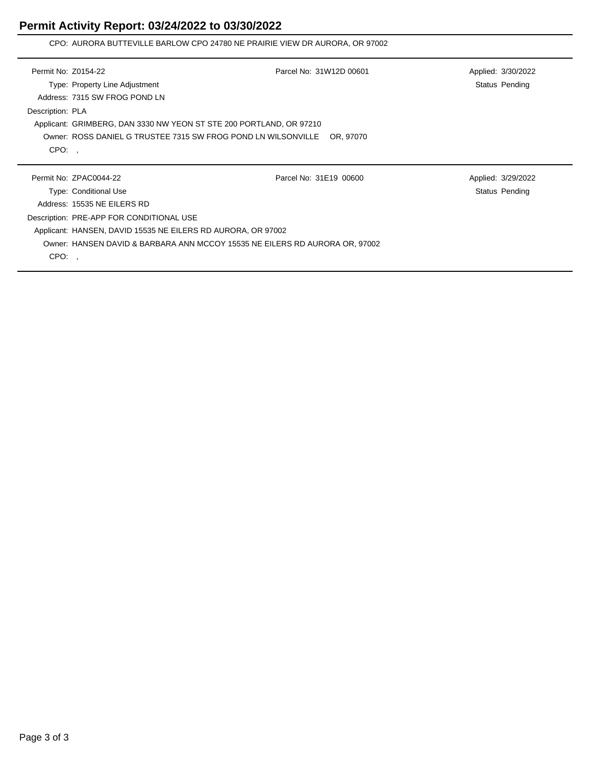# Permit Activity Report: 03/24/2022 to 03/30/2022

CPO: AURORA BUTTEVILLE BARLOW CPO 24780 NE PRAIRIE VIEW DR AURORA, OR 97002

---

Permit No: Z0154-22 | Parcel No: 31W12D 00601 | Applied: 3/30/2022

Type: Property Line Adjustment | Status Pending

Address: 7315 SW FROG POND LN

Description: PLA

Applicant: GRIMBERG, DAN 3330 NW YEON ST STE 200 PORTLAND, OR 97210

Owner: ROSS DANIEL G TRUSTEE 7315 SW FROG POND LN WILSONVILLE OR, 97070

CPO: ,

---

Permit No: ZPAC0044-22 | Parcel No: 31E19 00600 | Applied: 3/29/2022

Type: Conditional Use | Status Pending

Address: 15535 NE EILERS RD

Description: PRE-APP FOR CONDITIONAL USE

Applicant: HANSEN, DAVID 15535 NE EILERS RD AURORA, OR 97002

Owner: HANSEN DAVID & BARBARA ANN MCCOY 15535 NE EILERS RD AURORA OR, 97002

CPO: ,